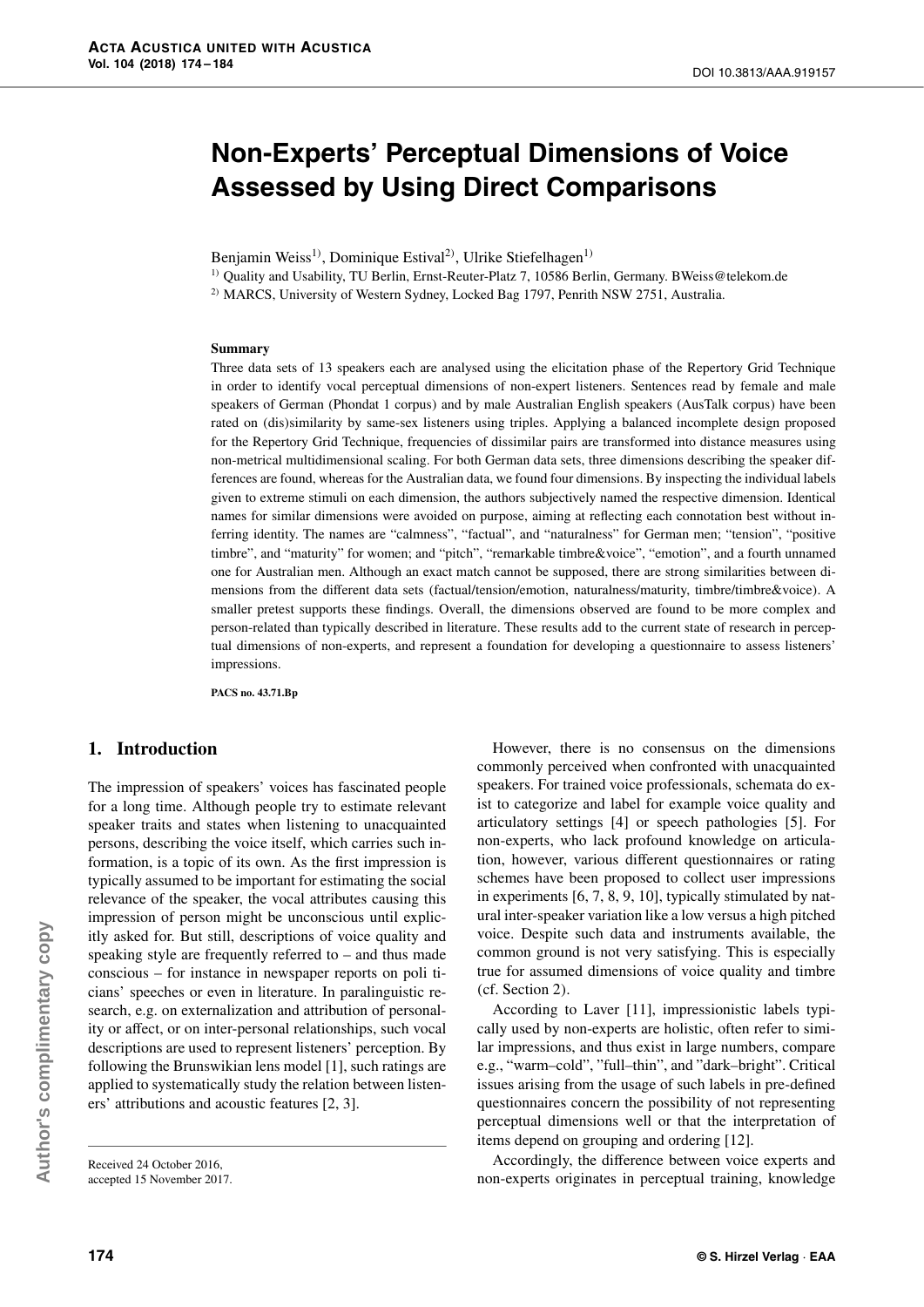# Non-Experts' Perceptual Dimensions of Voice Assessed by Using Direct Comparisons

Benjamin Weiss[1], Dominique Estival[2], Ulrike Stiefelhagen[1]

[1] Quality and Usability, TU Berlin, Ernst-Reuter-Platz 7, 10586 Berlin, Germany. BWeiss@telekom.de

[2] MARCS, University of Western Sydney, Locked Bag 1797, Penrith NSW 2751, Australia.

### Summary

Three data sets of 13 speakers each are analysed using the elicitation phase of the Repertory Grid Technique in order to identify vocal perceptual dimensions of non-expert listeners. Sentences read by female and male speakers of German (Phondat 1 corpus) and by male Australian English speakers (AusTalk corpus) have been rated on (dis)similarity by same-sex listeners using triples. Applying a balanced incomplete design proposed for the Repertory Grid Technique, frequencies of dissimilar pairs are transformed into distance measures using non-metrical multidimensional scaling. For both German data sets, three dimensions describing the speaker differences are found, whereas for the Australian data, we found four dimensions. By inspecting the individual labels given to extreme stimuli on each dimension, the authors subjectively named the respective dimension. Identical names for similar dimensions were avoided on purpose, aiming at reflecting each connotation best without inferring identity. The names are "calmness", "factual", and "naturalness" for German men; "tension", "positive timbre", and "maturity" for women; and "pitch", "remarkable timbre&voice", "emotion", and a fourth unnamed one for Australian men. Although an exact match cannot be supposed, there are strong similarities between dimensions from the different data sets (factual/tension/emotion, naturalness/maturity, timbre/timbre&voice). A smaller pretest supports these findings. Overall, the dimensions observed are found to be more complex and person-related than typically described in literature. These results add to the current state of research in perceptual dimensions of non-experts, and represent a foundation for developing a questionnaire to assess listeners' impressions.

**PACS no. 43.71.Bp**

## 1. Introduction

The impression of speakers' voices has fascinated people for a long time. Although people try to estimate relevant speaker traits and states when listening to unacquainted persons, describing the voice itself, which carries such information, is a topic of its own. As the first impression is typically assumed to be important for estimating the social relevance of the speaker, the vocal attributes causing this impression of person might be unconscious until explicitly asked for. But still, descriptions of voice quality and speaking style are frequently referred to – and thus made conscious – for instance in newspaper reports on poli ticians' speeches or even in literature. In paralinguistic research, e.g. on externalization and attribution of personality or affect, or on inter-personal relationships, such vocal descriptions are used to represent listeners' perception. By following the Brunswikian lens model [1], such ratings are applied to systematically study the relation between listeners' attributions and acoustic features [2, 3].

Received 24 October 2016,
accepted 15 November 2017.

However, there is no consensus on the dimensions commonly perceived when confronted with unacquainted speakers. For trained voice professionals, schemata do exist to categorize and label for example voice quality and articulatory settings [4] or speech pathologies [5]. For non-experts, who lack profound knowledge on articulation, however, various different questionnaires or rating schemes have been proposed to collect user impressions in experiments [6, 7, 8, 9, 10], typically stimulated by natural inter-speaker variation like a low versus a high pitched voice. Despite such data and instruments available, the common ground is not very satisfying. This is especially true for assumed dimensions of voice quality and timbre (cf. Section 2).

According to Laver [11], impressionistic labels typically used by non-experts are holistic, often refer to similar impressions, and thus exist in large numbers, compare e.g., "warm–cold", "full–thin", and "dark–bright". Critical issues arising from the usage of such labels in pre-defined questionnaires concern the possibility of not representing perceptual dimensions well or that the interpretation of items depend on grouping and ordering [12].

Accordingly, the difference between voice experts and non-experts originates in perceptual training, knowledge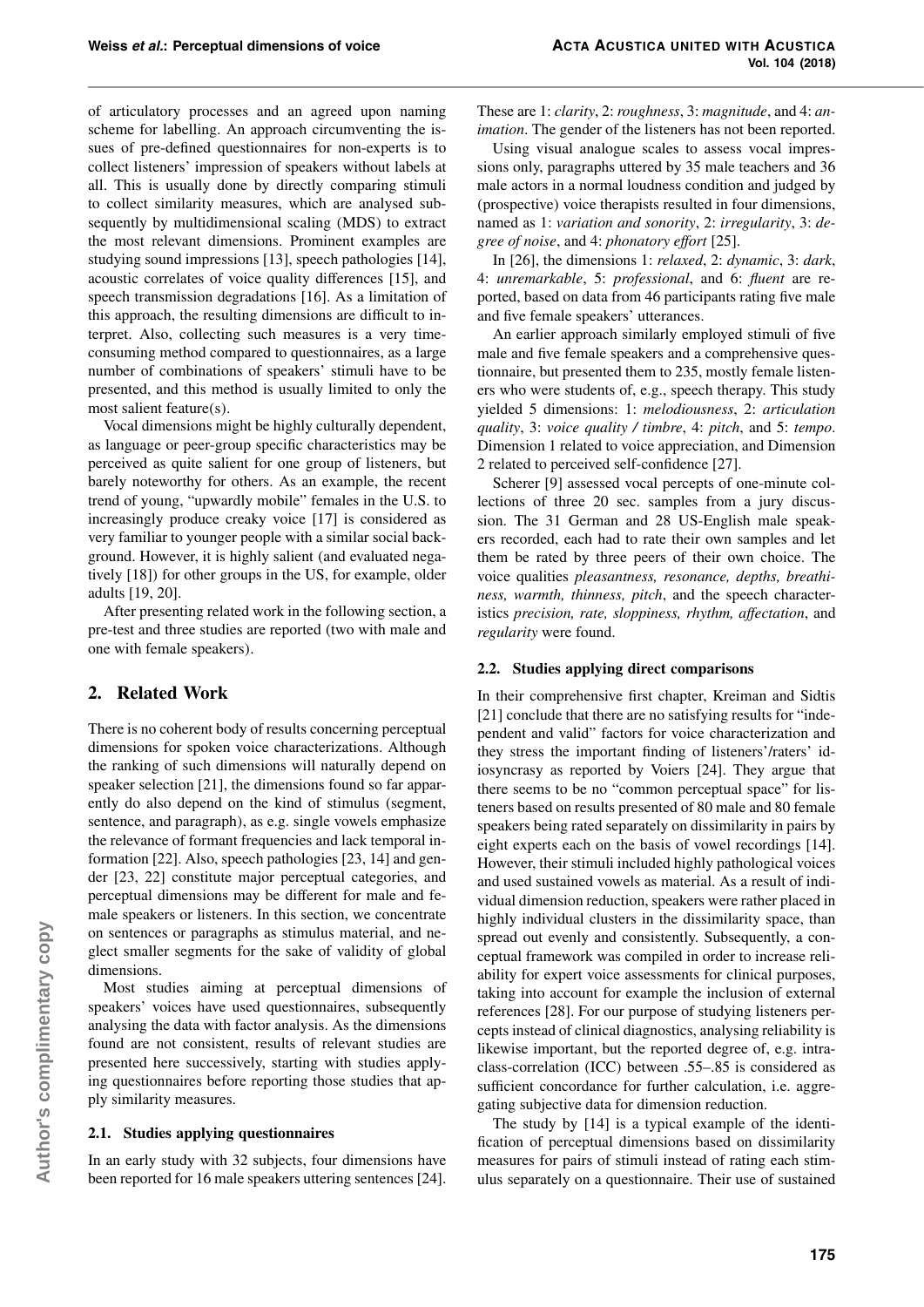of articulatory processes and an agreed upon naming scheme for labelling. An approach circumventing the issues of pre-defined questionnaires for non-experts is to collect listeners' impression of speakers without labels at all. This is usually done by directly comparing stimuli to collect similarity measures, which are analysed subsequently by multidimensional scaling (MDS) to extract the most relevant dimensions. Prominent examples are studying sound impressions [13], speech pathologies [14], acoustic correlates of voice quality differences [15], and speech transmission degradations [16]. As a limitation of this approach, the resulting dimensions are difficult to interpret. Also, collecting such measures is a very time-consuming method compared to questionnaires, as a large number of combinations of speakers' stimuli have to be presented, and this method is usually limited to only the most salient feature(s).

Vocal dimensions might be highly culturally dependent, as language or peer-group specific characteristics may be perceived as quite salient for one group of listeners, but barely noteworthy for others. As an example, the recent trend of young, "upwardly mobile" females in the U.S. to increasingly produce creaky voice [17] is considered as very familiar to younger people with a similar social background. However, it is highly salient (and evaluated negatively [18]) for other groups in the US, for example, older adults [19, 20].

After presenting related work in the following section, a pre-test and three studies are reported (two with male and one with female speakers).

## 2. Related Work

There is no coherent body of results concerning perceptual dimensions for spoken voice characterizations. Although the ranking of such dimensions will naturally depend on speaker selection [21], the dimensions found so far apparently do also depend on the kind of stimulus (segment, sentence, and paragraph), as e.g. single vowels emphasize the relevance of formant frequencies and lack temporal information [22]. Also, speech pathologies [23, 14] and gender [23, 22] constitute major perceptual categories, and perceptual dimensions may be different for male and female speakers or listeners. In this section, we concentrate on sentences or paragraphs as stimulus material, and neglect smaller segments for the sake of validity of global dimensions.

Most studies aiming at perceptual dimensions of speakers' voices have used questionnaires, subsequently analysing the data with factor analysis. As the dimensions found are not consistent, results of relevant studies are presented here successively, starting with studies applying questionnaires before reporting those studies that apply similarity measures.

### 2.1. Studies applying questionnaires

In an early study with 32 subjects, four dimensions have been reported for 16 male speakers uttering sentences [24]. These are 1: *clarity*, 2: *roughness*, 3: *magnitude*, and 4: *animation*. The gender of the listeners has not been reported.

Using visual analogue scales to assess vocal impressions only, paragraphs uttered by 35 male teachers and 36 male actors in a normal loudness condition and judged by (prospective) voice therapists resulted in four dimensions, named as 1: *variation and sonority*, 2: *irregularity*, 3: *degree of noise*, and 4: *phonatory effort* [25].

In [26], the dimensions 1: *relaxed*, 2: *dynamic*, 3: *dark*, 4: *unremarkable*, 5: *professional*, and 6: *fluent* are reported, based on data from 46 participants rating five male and five female speakers' utterances.

An earlier approach similarly employed stimuli of five male and five female speakers and a comprehensive questionnaire, but presented them to 235, mostly female listeners who were students of, e.g., speech therapy. This study yielded 5 dimensions: 1: *melodiousness*, 2: *articulation quality*, 3: *voice quality / timbre*, 4: *pitch*, and 5: *tempo*. Dimension 1 related to voice appreciation, and Dimension 2 related to perceived self-confidence [27].

Scherer [9] assessed vocal percepts of one-minute collections of three 20 sec. samples from a jury discussion. The 31 German and 28 US-English male speakers recorded, each had to rate their own samples and let them be rated by three peers of their own choice. The voice qualities *pleasantness, resonance, depths, breathiness, warmth, thinness, pitch*, and the speech characteristics *precision, rate, sloppiness, rhythm, affectation*, and *regularity* were found.

### 2.2. Studies applying direct comparisons

In their comprehensive first chapter, Kreiman and Sidtis [21] conclude that there are no satisfying results for "independent and valid" factors for voice characterization and they stress the important finding of listeners'/raters' idiosyncrasy as reported by Voiers [24]. They argue that there seems to be no "common perceptual space" for listeners based on results presented of 80 male and 80 female speakers being rated separately on dissimilarity in pairs by eight experts each on the basis of vowel recordings [14]. However, their stimuli included highly pathological voices and used sustained vowels as material. As a result of individual dimension reduction, speakers were rather placed in highly individual clusters in the dissimilarity space, than spread out evenly and consistently. Subsequently, a conceptual framework was compiled in order to increase reliability for expert voice assessments for clinical purposes, taking into account for example the inclusion of external references [28]. For our purpose of studying listeners percepts instead of clinical diagnostics, analysing reliability is likewise important, but the reported degree of, e.g. intraclass-correlation (ICC) between .55–.85 is considered as sufficient concordance for further calculation, i.e. aggregating subjective data for dimension reduction.

The study by [14] is a typical example of the identification of perceptual dimensions based on dissimilarity measures for pairs of stimuli instead of rating each stimulus separately on a questionnaire. Their use of sustained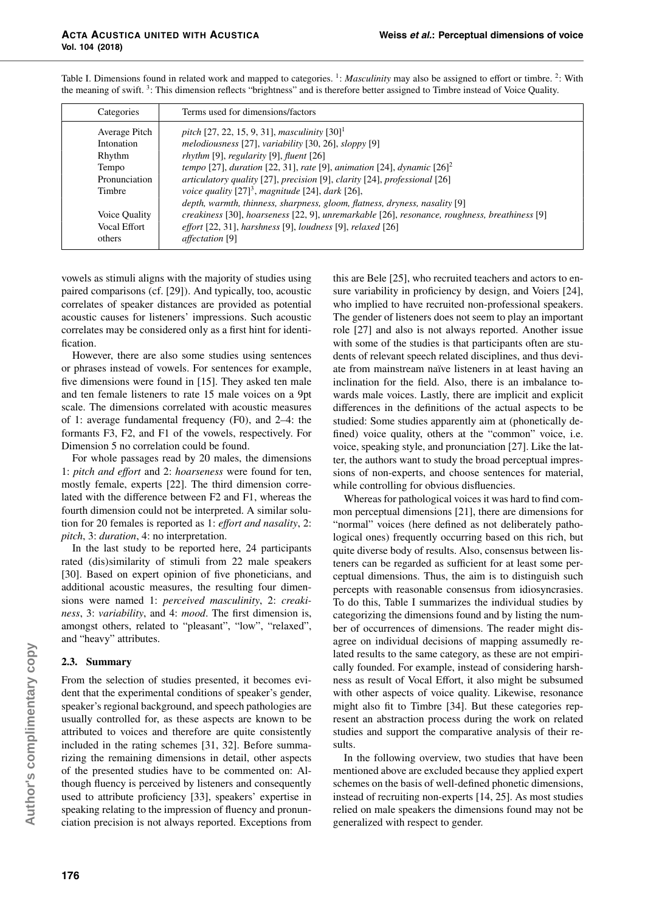Table I. Dimensions found in related work and mapped to categories. [1]: *Masculinity* may also be assigned to effort or timbre. [2]: With the meaning of swift. [3]: This dimension reflects "brightness" and is therefore better assigned to Timbre instead of Voice Quality.

| Categories | Terms used for dimensions/factors |
| --- | --- |
| Average Pitch | *pitch* [27, 22, 15, 9, 31], *masculinity* [30][1] |
| Intonation | *melodiousness* [27], *variability* [30, 26], *sloppy* [9] |
| Rhythm | *rhythm* [9], *regularity* [9], *fluent* [26] |
| Tempo | *tempo* [27], *duration* [22, 31], *rate* [9], *animation* [24], *dynamic* [26][2] |
| Pronunciation | *articulatory quality* [27], *precision* [9], *clarity* [24], *professional* [26] |
| Timbre | *voice quality* [27][3], *magnitude* [24], *dark* [26], *depth, warmth, thinness, sharpness, gloom, flatness, dryness, nasality* [9] |
| Voice Quality | *creakiness* [30], *hoarseness* [22, 9], *unremarkable* [26], *resonance, roughness, breathiness* [9] |
| Vocal Effort | *effort* [22, 31], *harshness* [9], *loudness* [9], *relaxed* [26] |
| others | *affectation* [9] |

vowels as stimuli aligns with the majority of studies using paired comparisons (cf. [29]). And typically, too, acoustic correlates of speaker distances are provided as potential acoustic causes for listeners' impressions. Such acoustic correlates may be considered only as a first hint for identification.

However, there are also some studies using sentences or phrases instead of vowels. For sentences for example, five dimensions were found in [15]. They asked ten male and ten female listeners to rate 15 male voices on a 9pt scale. The dimensions correlated with acoustic measures of 1: average fundamental frequency (F0), and 2–4: the formants F3, F2, and F1 of the vowels, respectively. For Dimension 5 no correlation could be found.

For whole passages read by 20 males, the dimensions 1: *pitch and effort* and 2: *hoarseness* were found for ten, mostly female, experts [22]. The third dimension correlated with the difference between F2 and F1, whereas the fourth dimension could not be interpreted. A similar solution for 20 females is reported as 1: *effort and nasality*, 2: *pitch*, 3: *duration*, 4: no interpretation.

In the last study to be reported here, 24 participants rated (dis)similarity of stimuli from 22 male speakers [30]. Based on expert opinion of five phoneticians, and additional acoustic measures, the resulting four dimensions were named 1: *perceived masculinity*, 2: *creakiness*, 3: *variability*, and 4: *mood*. The first dimension is, amongst others, related to "pleasant", "low", "relaxed", and "heavy" attributes.

### 2.3. Summary

From the selection of studies presented, it becomes evident that the experimental conditions of speaker's gender, speaker's regional background, and speech pathologies are usually controlled for, as these aspects are known to be attributed to voices and therefore are quite consistently included in the rating schemes [31, 32]. Before summarizing the remaining dimensions in detail, other aspects of the presented studies have to be commented on: Although fluency is perceived by listeners and consequently used to attribute proficiency [33], speakers' expertise in speaking relating to the impression of fluency and pronunciation precision is not always reported. Exceptions from this are Bele [25], who recruited teachers and actors to ensure variability in proficiency by design, and Voiers [24], who implied to have recruited non-professional speakers. The gender of listeners does not seem to play an important role [27] and also is not always reported. Another issue with some of the studies is that participants often are students of relevant speech related disciplines, and thus deviate from mainstream naïve listeners in at least having an inclination for the field. Also, there is an imbalance towards male voices. Lastly, there are implicit and explicit differences in the definitions of the actual aspects to be studied: Some studies apparently aim at (phonetically defined) voice quality, others at the "common" voice, i.e. voice, speaking style, and pronunciation [27]. Like the latter, the authors want to study the broad perceptual impressions of non-experts, and choose sentences for material, while controlling for obvious disfluencies.

Whereas for pathological voices it was hard to find common perceptual dimensions [21], there are dimensions for "normal" voices (here defined as not deliberately pathological ones) frequently occurring based on this rich, but quite diverse body of results. Also, consensus between listeners can be regarded as sufficient for at least some perceptual dimensions. Thus, the aim is to distinguish such percepts with reasonable consensus from idiosyncrasies. To do this, Table I summarizes the individual studies by categorizing the dimensions found and by listing the number of occurrences of dimensions. The reader might disagree on individual decisions of mapping assumedly related results to the same category, as these are not empirically founded. For example, instead of considering harshness as result of Vocal Effort, it also might be subsumed with other aspects of voice quality. Likewise, resonance might also fit to Timbre [34]. But these categories represent an abstraction process during the work on related studies and support the comparative analysis of their results.

In the following overview, two studies that have been mentioned above are excluded because they applied expert schemes on the basis of well-defined phonetic dimensions, instead of recruiting non-experts [14, 25]. As most studies relied on male speakers the dimensions found may not be generalized with respect to gender.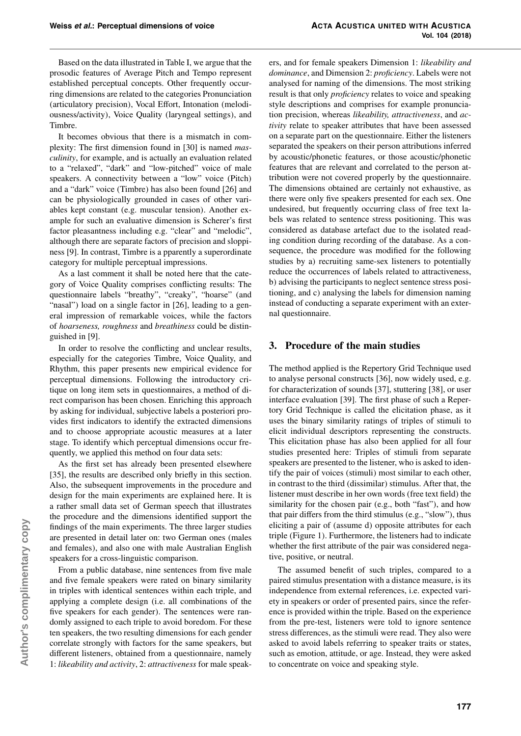Based on the data illustrated in Table I, we argue that the prosodic features of Average Pitch and Tempo represent established perceptual concepts. Other frequently occurring dimensions are related to the categories Pronunciation (articulatory precision), Vocal Effort, Intonation (melodiousness/activity), Voice Quality (laryngeal settings), and Timbre.

It becomes obvious that there is a mismatch in complexity: The first dimension found in [30] is named *masculinity*, for example, and is actually an evaluation related to a "relaxed", "dark" and "low-pitched" voice of male speakers. A connectivity between a "low" voice (Pitch) and a "dark" voice (Timbre) has also been found [26] and can be physiologically grounded in cases of other variables kept constant (e.g. muscular tension). Another example for such an evaluative dimension is Scherer's first factor pleasantness including e.g. "clear" and "melodic", although there are separate factors of precision and sloppiness [9]. In contrast, Timbre is a pparently a superordinate category for multiple perceptual impressions.

As a last comment it shall be noted here that the category of Voice Quality comprises conflicting results: The questionnaire labels "breathy", "creaky", "hoarse" (and "nasal") load on a single factor in [26], leading to a general impression of remarkable voices, while the factors of *hoarseness, roughness* and *breathiness* could be distinguished in [9].

In order to resolve the conflicting and unclear results, especially for the categories Timbre, Voice Quality, and Rhythm, this paper presents new empirical evidence for perceptual dimensions. Following the introductory critique on long item sets in questionnaires, a method of direct comparison has been chosen. Enriching this approach by asking for individual, subjective labels a posteriori provides first indicators to identify the extracted dimensions and to choose appropriate acoustic measures at a later stage. To identify which perceptual dimensions occur frequently, we applied this method on four data sets:

As the first set has already been presented elsewhere [35], the results are described only briefly in this section. Also, the subsequent improvements in the procedure and design for the main experiments are explained here. It is a rather small data set of German speech that illustrates the procedure and the dimensions identified support the findings of the main experiments. The three larger studies are presented in detail later on: two German ones (males and females), and also one with male Australian English speakers for a cross-linguistic comparison.

From a public database, nine sentences from five male and five female speakers were rated on binary similarity in triples with identical sentences within each triple, and applying a complete design (i.e. all combinations of the five speakers for each gender). The sentences were randomly assigned to each triple to avoid boredom. For these ten speakers, the two resulting dimensions for each gender correlate strongly with factors for the same speakers, but different listeners, obtained from a questionnaire, namely 1: *likeability and activity*, 2: *attractiveness* for male speakers, and for female speakers Dimension 1: *likeability and dominance*, and Dimension 2: *proficiency*. Labels were not analysed for naming of the dimensions. The most striking result is that only *proficiency* relates to voice and speaking style descriptions and comprises for example pronunciation precision, whereas *likeability, attractiveness*, and *activity* relate to speaker attributes that have been assessed on a separate part on the questionnaire. Either the listeners separated the speakers on their person attributions inferred by acoustic/phonetic features, or those acoustic/phonetic features that are relevant and correlated to the person attribution were not covered properly by the questionnaire. The dimensions obtained are certainly not exhaustive, as there were only five speakers presented for each sex. One undesired, but frequently occurring class of free text labels was related to sentence stress positioning. This was considered as database artefact due to the isolated reading condition during recording of the database. As a consequence, the procedure was modified for the following studies by a) recruiting same-sex listeners to potentially reduce the occurrences of labels related to attractiveness, b) advising the participants to neglect sentence stress positioning, and c) analysing the labels for dimension naming instead of conducting a separate experiment with an external questionnaire.

## 3. Procedure of the main studies

The method applied is the Repertory Grid Technique used to analyse personal constructs [36], now widely used, e.g. for characterization of sounds [37], stuttering [38], or user interface evaluation [39]. The first phase of such a Repertory Grid Technique is called the elicitation phase, as it uses the binary similarity ratings of triples of stimuli to elicit individual descriptors representing the constructs. This elicitation phase has also been applied for all four studies presented here: Triples of stimuli from separate speakers are presented to the listener, who is asked to identify the pair of voices (stimuli) most similar to each other, in contrast to the third (dissimilar) stimulus. After that, the listener must describe in her own words (free text field) the similarity for the chosen pair (e.g., both "fast"), and how that pair differs from the third stimulus (e.g., "slow"), thus eliciting a pair of (assume d) opposite attributes for each triple (Figure 1). Furthermore, the listeners had to indicate whether the first attribute of the pair was considered negative, positive, or neutral.

The assumed benefit of such triples, compared to a paired stimulus presentation with a distance measure, is its independence from external references, i.e. expected variety in speakers or order of presented pairs, since the reference is provided within the triple. Based on the experience from the pre-test, listeners were told to ignore sentence stress differences, as the stimuli were read. They also were asked to avoid labels referring to speaker traits or states, such as emotion, attitude, or age. Instead, they were asked to concentrate on voice and speaking style.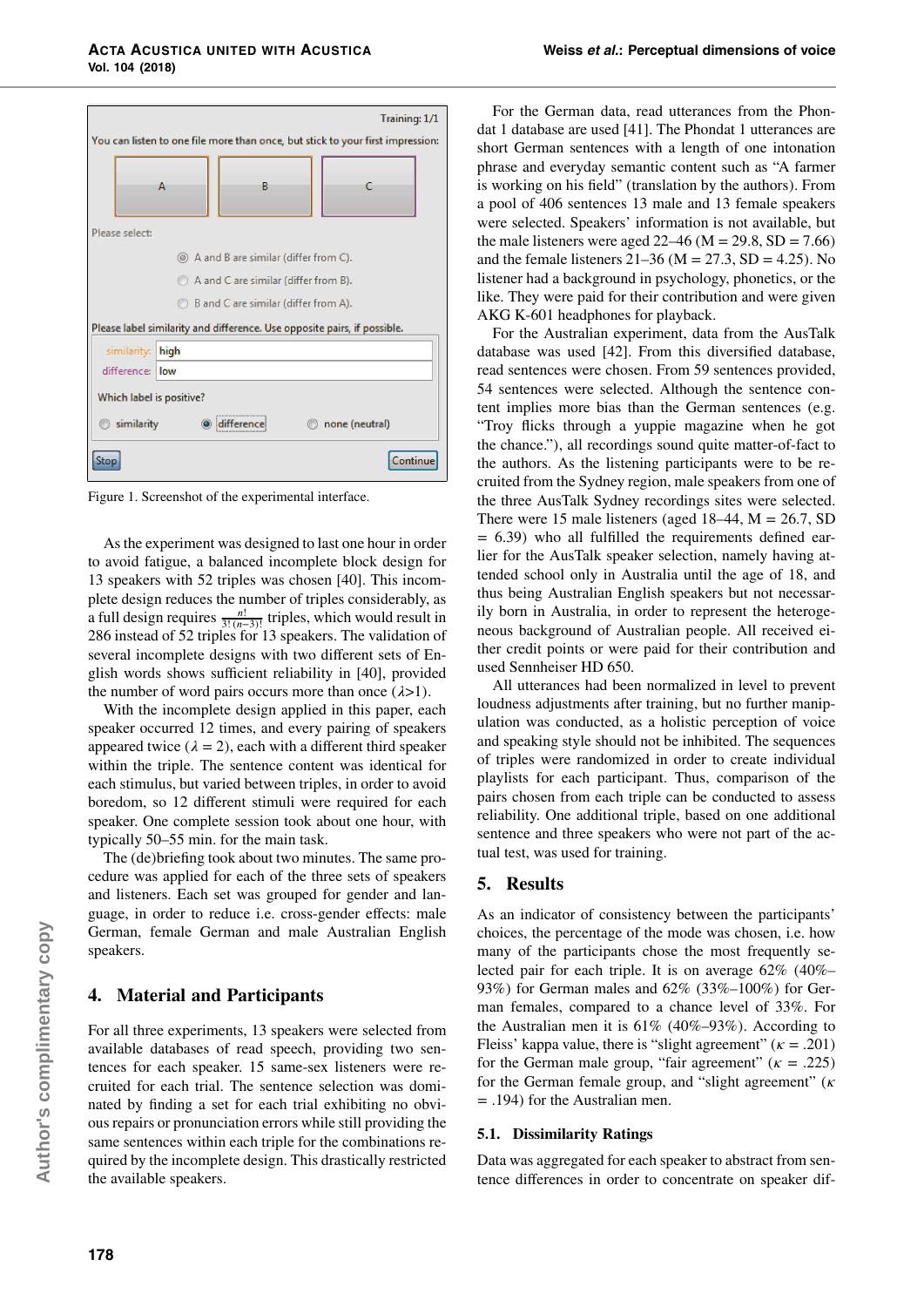Figure 1. Screenshot of the experimental interface.

As the experiment was designed to last one hour in order to avoid fatigue, a balanced incomplete block design for 13 speakers with 52 triples was chosen [40]. This incomplete design reduces the number of triples considerably, as a full design requires $\frac{n!}{3!(n-3)!}$ triples, which would result in 286 instead of 52 triples for 13 speakers. The validation of several incomplete designs with two different sets of English words shows sufficient reliability in [40], provided the number of word pairs occurs more than once ($\lambda$>1).

With the incomplete design applied in this paper, each speaker occurred 12 times, and every pairing of speakers appeared twice ($\lambda = 2$), each with a different third speaker within the triple. The sentence content was identical for each stimulus, but varied between triples, in order to avoid boredom, so 12 different stimuli were required for each speaker. One complete session took about one hour, with typically 50–55 min. for the main task.

The (de)briefing took about two minutes. The same procedure was applied for each of the three sets of speakers and listeners. Each set was grouped for gender and language, in order to reduce i.e. cross-gender effects: male German, female German and male Australian English speakers.

## 4. Material and Participants

For all three experiments, 13 speakers were selected from available databases of read speech, providing two sentences for each speaker. 15 same-sex listeners were recruited for each trial. The sentence selection was dominated by finding a set for each trial exhibiting no obvious repairs or pronunciation errors while still providing the same sentences within each triple for the combinations required by the incomplete design. This drastically restricted the available speakers.

For the German data, read utterances from the Phondat 1 database are used [41]. The Phondat 1 utterances are short German sentences with a length of one intonation phrase and everyday semantic content such as "A farmer is working on his field" (translation by the authors). From a pool of 406 sentences 13 male and 13 female speakers were selected. Speakers' information is not available, but the male listeners were aged 22–46 (M = 29.8, SD = 7.66) and the female listeners 21–36 (M = 27.3, SD = 4.25). No listener had a background in psychology, phonetics, or the like. They were paid for their contribution and were given AKG K-601 headphones for playback.

For the Australian experiment, data from the AusTalk database was used [42]. From this diversified database, read sentences were chosen. From 59 sentences provided, 54 sentences were selected. Although the sentence content implies more bias than the German sentences (e.g. "Troy flicks through a yuppie magazine when he got the chance."), all recordings sound quite matter-of-fact to the authors. As the listening participants were to be recruited from the Sydney region, male speakers from one of the three AusTalk Sydney recordings sites were selected. There were 15 male listeners (aged 18–44, M = 26.7, SD = 6.39) who all fulfilled the requirements defined earlier for the AusTalk speaker selection, namely having attended school only in Australia until the age of 18, and thus being Australian English speakers but not necessarily born in Australia, in order to represent the heterogeneous background of Australian people. All received either credit points or were paid for their contribution and used Sennheiser HD 650.

All utterances had been normalized in level to prevent loudness adjustments after training, but no further manipulation was conducted, as a holistic perception of voice and speaking style should not be inhibited. The sequences of triples were randomized in order to create individual playlists for each participant. Thus, comparison of the pairs chosen from each triple can be conducted to assess reliability. One additional triple, based on one additional sentence and three speakers who were not part of the actual test, was used for training.

## 5. Results

As an indicator of consistency between the participants' choices, the percentage of the mode was chosen, i.e. how many of the participants chose the most frequently selected pair for each triple. It is on average 62% (40%–93%) for German males and 62% (33%–100%) for German females, compared to a chance level of 33%. For the Australian men it is 61% (40%–93%). According to Fleiss' kappa value, there is "slight agreement" ($\kappa$ = .201) for the German male group, "fair agreement" ($\kappa$ = .225) for the German female group, and "slight agreement" ($\kappa$ = .194) for the Australian men.

### 5.1. Dissimilarity Ratings

Data was aggregated for each speaker to abstract from sentence differences in order to concentrate on speaker dif-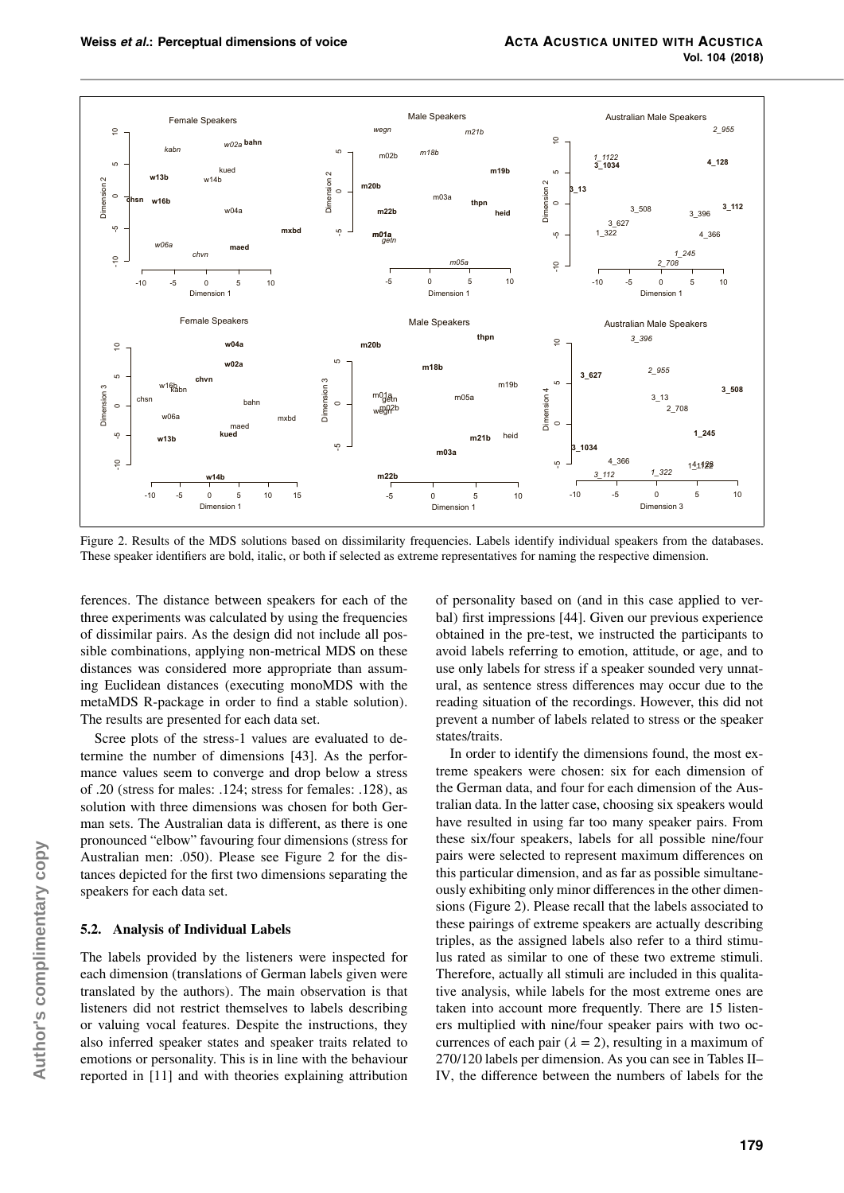Figure 2. Results of the MDS solutions based on dissimilarity frequencies. Labels identify individual speakers from the databases. These speaker identifiers are bold, italic, or both if selected as extreme representatives for naming the respective dimension.

ferences. The distance between speakers for each of the three experiments was calculated by using the frequencies of dissimilar pairs. As the design did not include all possible combinations, applying non-metrical MDS on these distances was considered more appropriate than assuming Euclidean distances (executing monoMDS with the metaMDS R-package in order to find a stable solution). The results are presented for each data set.

Scree plots of the stress-1 values are evaluated to determine the number of dimensions [43]. As the performance values seem to converge and drop below a stress of .20 (stress for males: .124; stress for females: .128), a solution with three dimensions was chosen for both German sets. The Australian data is different, as there is one pronounced "elbow" favouring four dimensions (stress for Australian men: .050). Please see Figure 2 for the distances depicted for the first two dimensions separating the speakers for each data set.

### 5.2. Analysis of Individual Labels

The labels provided by the listeners were inspected for each dimension (translations of German labels given were translated by the authors). The main observation is that listeners did not restrict themselves to labels describing or valuing vocal features. Despite the instructions, they also inferred speaker states and speaker traits related to emotions or personality. This is in line with the behaviour reported in [11] and with theories explaining attribution of personality based on (and in this case applied to verbal) first impressions [44]. Given our previous experience obtained in the pre-test, we instructed the participants to avoid labels referring to emotion, attitude, or age, and to use only labels for stress if a speaker sounded very unnatural, as sentence stress differences may occur due to the reading situation of the recordings. However, this did not prevent a number of labels related to stress or the speaker states/traits.

In order to identify the dimensions found, the most extreme speakers were chosen: six for each dimension of the German data, and four for each dimension of the Australian data. In the latter case, choosing six speakers would have resulted in using far too many speaker pairs. From these six/four speakers, labels for all possible nine/four pairs were selected to represent maximum differences on this particular dimension, and as far as possible simultaneously exhibiting only minor differences in the other dimensions (Figure 2). Please recall that the labels associated to these pairings of extreme speakers are actually describing triples, as the assigned labels also refer to a third stimulus rated as similar to one of these two extreme stimuli. Therefore, actually all stimuli are included in this qualitative analysis, while labels for the most extreme ones are taken into account more frequently. There are 15 listeners multiplied with nine/four speaker pairs with two occurrences of each pair ($\lambda = 2$), resulting in a maximum of 270/120 labels per dimension. As you can see in Tables II–IV, the difference between the numbers of labels for the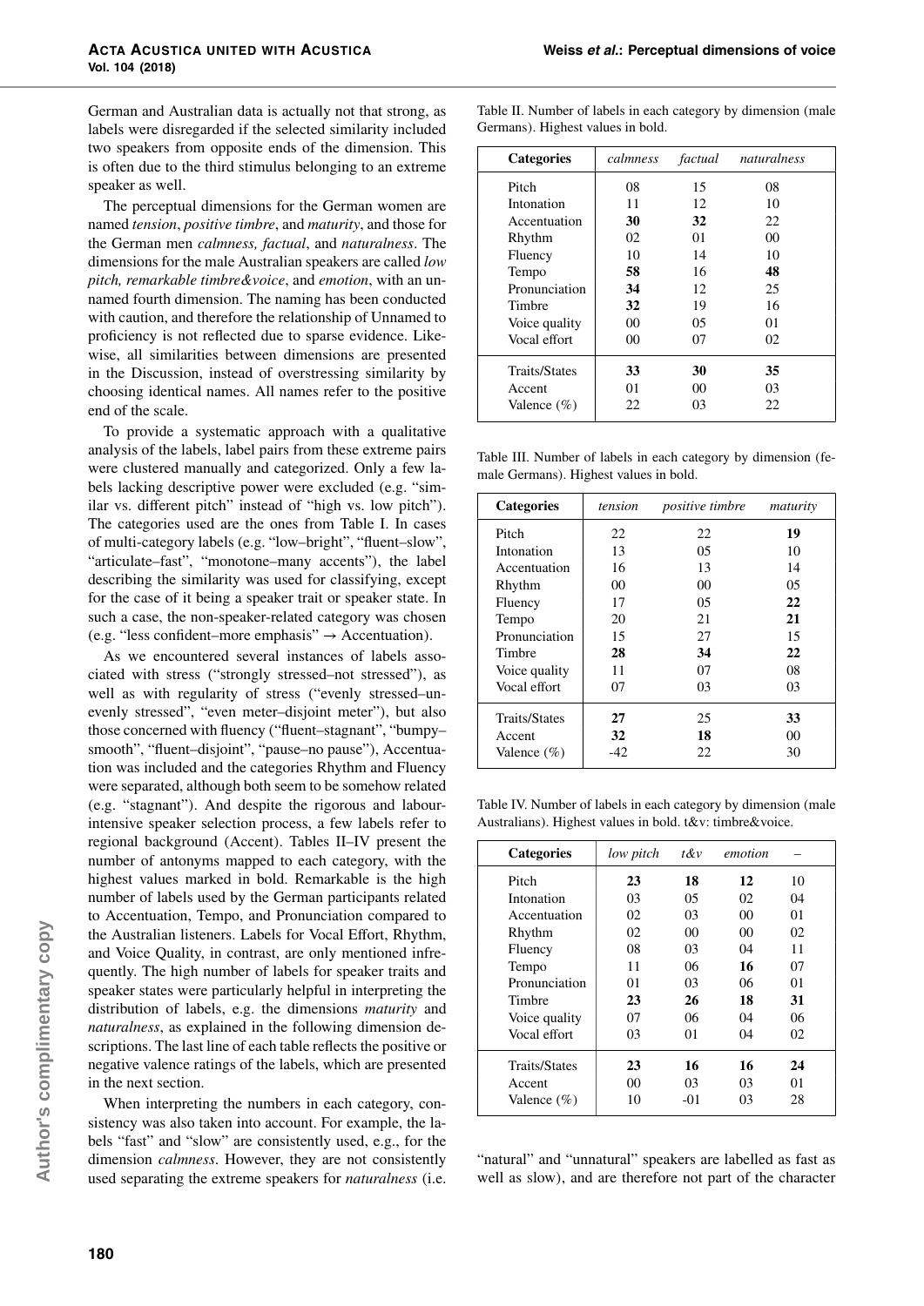German and Australian data is actually not that strong, as labels were disregarded if the selected similarity included two speakers from opposite ends of the dimension. This is often due to the third stimulus belonging to an extreme speaker as well.

The perceptual dimensions for the German women are named *tension*, *positive timbre*, and *maturity*, and those for the German men *calmness, factual*, and *naturalness*. The dimensions for the male Australian speakers are called *low pitch, remarkable timbre&voice*, and *emotion*, with an unnamed fourth dimension. The naming has been conducted with caution, and therefore the relationship of Unnamed to proficiency is not reflected due to sparse evidence. Likewise, all similarities between dimensions are presented in the Discussion, instead of overstressing similarity by choosing identical names. All names refer to the positive end of the scale.

To provide a systematic approach with a qualitative analysis of the labels, label pairs from these extreme pairs were clustered manually and categorized. Only a few labels lacking descriptive power were excluded (e.g. "similar vs. different pitch" instead of "high vs. low pitch"). The categories used are the ones from Table I. In cases of multi-category labels (e.g. "low–bright", "fluent–slow", "articulate–fast", "monotone–many accents"), the label describing the similarity was used for classifying, except for the case of it being a speaker trait or speaker state. In such a case, the non-speaker-related category was chosen (e.g. "less confident–more emphasis" → Accentuation).

As we encountered several instances of labels associated with stress ("strongly stressed–not stressed"), as well as with regularity of stress ("evenly stressed–unevenly stressed", "even meter–disjoint meter"), but also those concerned with fluency ("fluent–stagnant", "bumpy–smooth", "fluent–disjoint", "pause–no pause"), Accentuation was included and the categories Rhythm and Fluency were separated, although both seem to be somehow related (e.g. "stagnant"). And despite the rigorous and labour-intensive speaker selection process, a few labels refer to regional background (Accent). Tables II–IV present the number of antonyms mapped to each category, with the highest values marked in bold. Remarkable is the high number of labels used by the German participants related to Accentuation, Tempo, and Pronunciation compared to the Australian listeners. Labels for Vocal Effort, Rhythm, and Voice Quality, in contrast, are only mentioned infrequently. The high number of labels for speaker traits and speaker states were particularly helpful in interpreting the distribution of labels, e.g. the dimensions *maturity* and *naturalness*, as explained in the following dimension descriptions. The last line of each table reflects the positive or negative valence ratings of the labels, which are presented in the next section.

When interpreting the numbers in each category, consistency was also taken into account. For example, the labels "fast" and "slow" are consistently used, e.g., for the dimension *calmness*. However, they are not consistently used separating the extreme speakers for *naturalness* (i.e. "natural" and "unnatural" speakers are labelled as fast as well as slow), and are therefore not part of the character

Table II. Number of labels in each category by dimension (male Germans). Highest values in bold.

| Categories | *calmness* | *factual* | *naturalness* |
|---|---|---|---|
| Pitch | 08 | 15 | 08 |
| Intonation | 11 | 12 | 10 |
| Accentuation | **30** | **32** | 22 |
| Rhythm | 02 | 01 | 00 |
| Fluency | 10 | 14 | 10 |
| Tempo | **58** | 16 | **48** |
| Pronunciation | **34** | 12 | 25 |
| Timbre | **32** | 19 | 16 |
| Voice quality | 00 | 05 | 01 |
| Vocal effort | 00 | 07 | 02 |
| Traits/States | **33** | **30** | **35** |
| Accent | 01 | 00 | 03 |
| Valence (%) | 22 | 03 | 22 |

Table III. Number of labels in each category by dimension (female Germans). Highest values in bold.

| Categories | *tension* | *positive timbre* | *maturity* |
|---|---|---|---|
| Pitch | 22 | 22 | **19** |
| Intonation | 13 | 05 | 10 |
| Accentuation | 16 | 13 | 14 |
| Rhythm | 00 | 00 | 05 |
| Fluency | 17 | 05 | **22** |
| Tempo | 20 | 21 | **21** |
| Pronunciation | 15 | 27 | 15 |
| Timbre | **28** | **34** | **22** |
| Voice quality | 11 | 07 | 08 |
| Vocal effort | 07 | 03 | 03 |
| Traits/States | **27** | 25 | **33** |
| Accent | **32** | **18** | 00 |
| Valence (%) | -42 | 22 | 30 |

Table IV. Number of labels in each category by dimension (male Australians). Highest values in bold. t&v: timbre&voice.

| Categories | *low pitch* | *t&v* | *emotion* | – |
|---|---|---|---|---|
| Pitch | **23** | **18** | **12** | 10 |
| Intonation | 03 | 05 | 02 | 04 |
| Accentuation | 02 | 03 | 00 | 01 |
| Rhythm | 02 | 00 | 00 | 02 |
| Fluency | 08 | 03 | 04 | 11 |
| Tempo | 11 | 06 | **16** | 07 |
| Pronunciation | 01 | 03 | 06 | 01 |
| Timbre | **23** | **26** | **18** | **31** |
| Voice quality | 07 | 06 | 04 | 06 |
| Vocal effort | 03 | 01 | 04 | 02 |
| Traits/States | **23** | **16** | **16** | **24** |
| Accent | 00 | 03 | 03 | 01 |
| Valence (%) | 10 | -01 | 03 | 28 |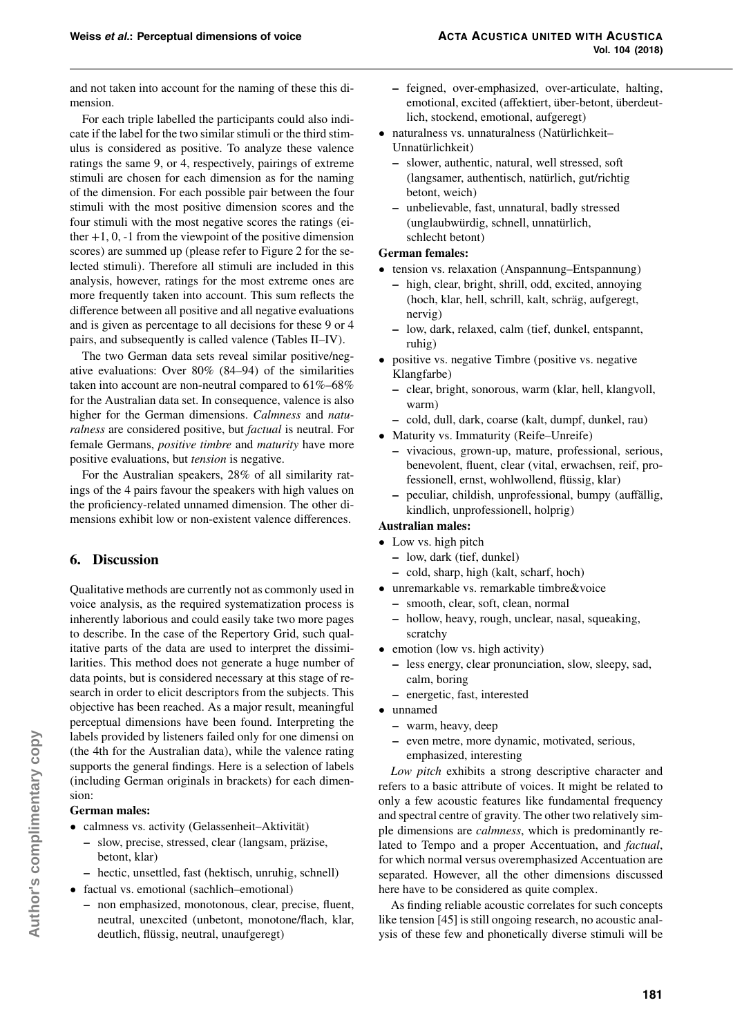and not taken into account for the naming of these this dimension.

For each triple labelled the participants could also indicate if the label for the two similar stimuli or the third stimulus is considered as positive. To analyze these valence ratings the same 9, or 4, respectively, pairings of extreme stimuli are chosen for each dimension as for the naming of the dimension. For each possible pair between the four stimuli with the most positive dimension scores and the four stimuli with the most negative scores the ratings (either +1, 0, -1 from the viewpoint of the positive dimension scores) are summed up (please refer to Figure 2 for the selected stimuli). Therefore all stimuli are included in this analysis, however, ratings for the most extreme ones are more frequently taken into account. This sum reflects the difference between all positive and all negative evaluations and is given as percentage to all decisions for these 9 or 4 pairs, and subsequently is called valence (Tables II–IV).

The two German data sets reveal similar positive/negative evaluations: Over 80% (84–94) of the similarities taken into account are non-neutral compared to 61%–68% for the Australian data set. In consequence, valence is also higher for the German dimensions. *Calmness* and *naturalness* are considered positive, but *factual* is neutral. For female Germans, *positive timbre* and *maturity* have more positive evaluations, but *tension* is negative.

For the Australian speakers, 28% of all similarity ratings of the 4 pairs favour the speakers with high values on the proficiency-related unnamed dimension. The other dimensions exhibit low or non-existent valence differences.

## 6. Discussion

Qualitative methods are currently not as commonly used in voice analysis, as the required systematization process is inherently laborious and could easily take two more pages to describe. In the case of the Repertory Grid, such qualitative parts of the data are used to interpret the dissimilarities. This method does not generate a huge number of data points, but is considered necessary at this stage of research in order to elicit descriptors from the subjects. This objective has been reached. As a major result, meaningful perceptual dimensions have been found. Interpreting the labels provided by listeners failed only for one dimensi on (the 4th for the Australian data), while the valence rating supports the general findings. Here is a selection of labels (including German originals in brackets) for each dimension:

**German males:**

- calmness vs. activity (Gelassenheit–Aktivität)
  - slow, precise, stressed, clear (langsam, präzise, betont, klar)
  - hectic, unsettled, fast (hektisch, unruhig, schnell)
- factual vs. emotional (sachlich–emotional)
  - non emphasized, monotonous, clear, precise, fluent, neutral, unexcited (unbetont, monotone/flach, klar, deutlich, flüssig, neutral, unaufgeregt)
  - feigned, over-emphasized, over-articulate, halting, emotional, excited (affektiert, über-betont, überdeutlich, stockend, emotional, aufgeregt)
- naturalness vs. unnaturalness (Natürlichkeit–Unnatürlichkeit)
  - slower, authentic, natural, well stressed, soft (langsamer, authentisch, natürlich, gut/richtig betont, weich)
  - unbelievable, fast, unnatural, badly stressed (unglaubwürdig, schnell, unnatürlich, schlecht betont)

**German females:**

- tension vs. relaxation (Anspannung–Entspannung)
  - high, clear, bright, shrill, odd, excited, annoying (hoch, klar, hell, schrill, kalt, schräg, aufgeregt, nervig)
  - low, dark, relaxed, calm (tief, dunkel, entspannt, ruhig)
- positive vs. negative Timbre (positive vs. negative Klangfarbe)
  - clear, bright, sonorous, warm (klar, hell, klangvoll, warm)
  - cold, dull, dark, coarse (kalt, dumpf, dunkel, rau)
- Maturity vs. Immaturity (Reife–Unreife)
  - vivacious, grown-up, mature, professional, serious, benevolent, fluent, clear (vital, erwachsen, reif, professionell, ernst, wohlwollend, flüssig, klar)
  - peculiar, childish, unprofessional, bumpy (auffällig, kindlich, unprofessionell, holprig)

**Australian males:**

- Low vs. high pitch
  - low, dark (tief, dunkel)
  - cold, sharp, high (kalt, scharf, hoch)
- unremarkable vs. remarkable timbre&voice
  - smooth, clear, soft, clean, normal
  - hollow, heavy, rough, unclear, nasal, squeaking, scratchy
- emotion (low vs. high activity)
  - less energy, clear pronunciation, slow, sleepy, sad, calm, boring
  - energetic, fast, interested
- unnamed
  - warm, heavy, deep
  - even metre, more dynamic, motivated, serious, emphasized, interesting

*Low pitch* exhibits a strong descriptive character and refers to a basic attribute of voices. It might be related to only a few acoustic features like fundamental frequency and spectral centre of gravity. The other two relatively simple dimensions are *calmness*, which is predominantly related to Tempo and a proper Accentuation, and *factual*, for which normal versus overemphasized Accentuation are separated. However, all the other dimensions discussed here have to be considered as quite complex.

As finding reliable acoustic correlates for such concepts like tension [45] is still ongoing research, no acoustic analysis of these few and phonetically diverse stimuli will be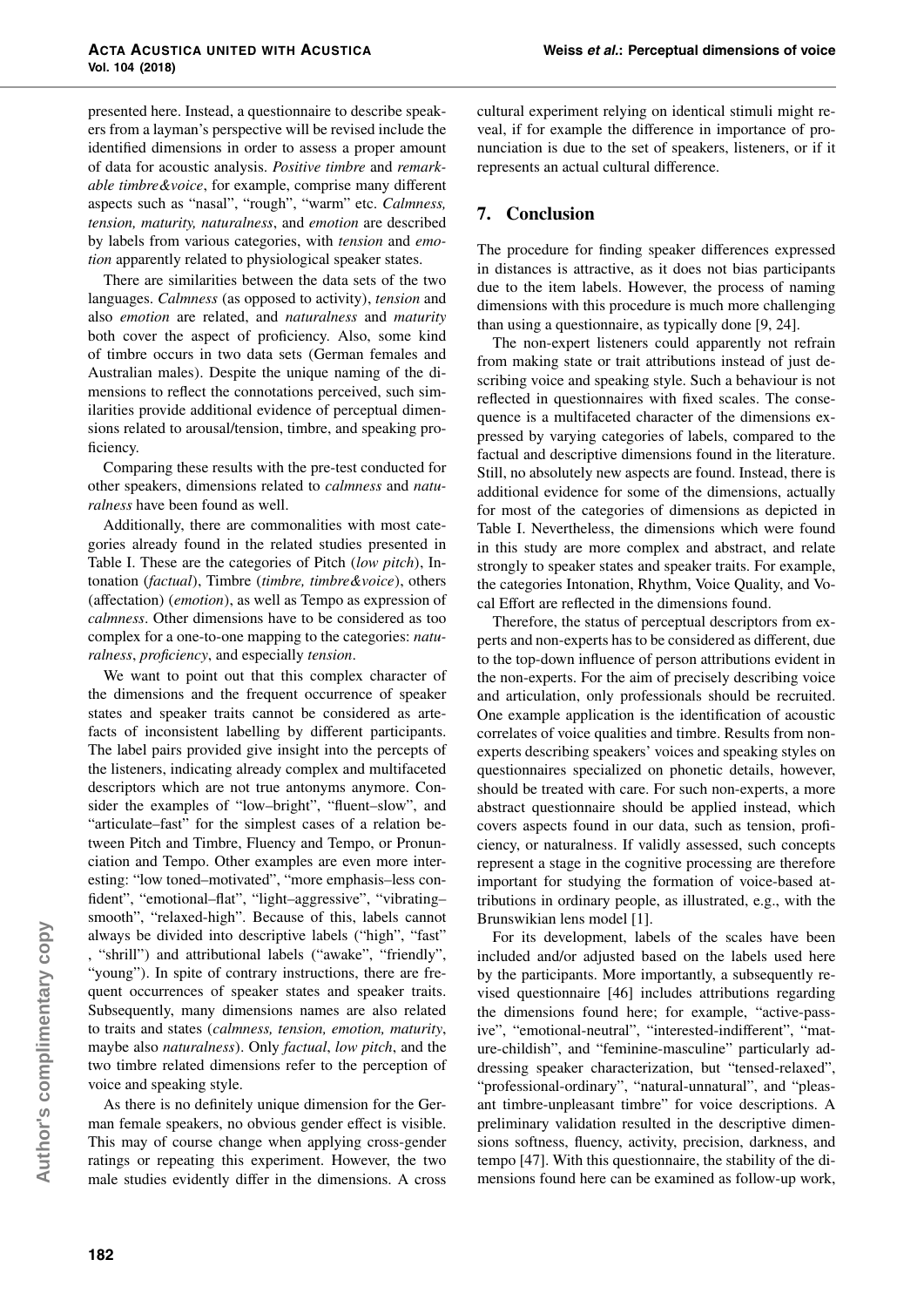presented here. Instead, a questionnaire to describe speakers from a layman's perspective will be revised include the identified dimensions in order to assess a proper amount of data for acoustic analysis. *Positive timbre* and *remarkable timbre&voice*, for example, comprise many different aspects such as "nasal", "rough", "warm" etc. *Calmness, tension, maturity, naturalness*, and *emotion* are described by labels from various categories, with *tension* and *emotion* apparently related to physiological speaker states.

There are similarities between the data sets of the two languages. *Calmness* (as opposed to activity), *tension* and also *emotion* are related, and *naturalness* and *maturity* both cover the aspect of proficiency. Also, some kind of timbre occurs in two data sets (German females and Australian males). Despite the unique naming of the dimensions to reflect the connotations perceived, such similarities provide additional evidence of perceptual dimensions related to arousal/tension, timbre, and speaking proficiency.

Comparing these results with the pre-test conducted for other speakers, dimensions related to *calmness* and *naturalness* have been found as well.

Additionally, there are commonalities with most categories already found in the related studies presented in Table I. These are the categories of Pitch (*low pitch*), Intonation (*factual*), Timbre (*timbre, timbre&voice*), others (affectation) (*emotion*), as well as Tempo as expression of *calmness*. Other dimensions have to be considered as too complex for a one-to-one mapping to the categories: *naturalness*, *proficiency*, and especially *tension*.

We want to point out that this complex character of the dimensions and the frequent occurrence of speaker states and speaker traits cannot be considered as artefacts of inconsistent labelling by different participants. The label pairs provided give insight into the percepts of the listeners, indicating already complex and multifaceted descriptors which are not true antonyms anymore. Consider the examples of "low–bright", "fluent–slow", and "articulate–fast" for the simplest cases of a relation between Pitch and Timbre, Fluency and Tempo, or Pronunciation and Tempo. Other examples are even more interesting: "low toned–motivated", "more emphasis–less confident", "emotional–flat", "light–aggressive", "vibrating–smooth", "relaxed-high". Because of this, labels cannot always be divided into descriptive labels ("high", "fast" , "shrill") and attributional labels ("awake", "friendly", "young"). In spite of contrary instructions, there are frequent occurrences of speaker states and speaker traits. Subsequently, many dimensions names are also related to traits and states (*calmness, tension, emotion, maturity*, maybe also *naturalness*). Only *factual*, *low pitch*, and the two timbre related dimensions refer to the perception of voice and speaking style.

As there is no definitely unique dimension for the German female speakers, no obvious gender effect is visible. This may of course change when applying cross-gender ratings or repeating this experiment. However, the two male studies evidently differ in the dimensions. A cross cultural experiment relying on identical stimuli might reveal, if for example the difference in importance of pronunciation is due to the set of speakers, listeners, or if it represents an actual cultural difference.

## 7. Conclusion

The procedure for finding speaker differences expressed in distances is attractive, as it does not bias participants due to the item labels. However, the process of naming dimensions with this procedure is much more challenging than using a questionnaire, as typically done [9, 24].

The non-expert listeners could apparently not refrain from making state or trait attributions instead of just describing voice and speaking style. Such a behaviour is not reflected in questionnaires with fixed scales. The consequence is a multifaceted character of the dimensions expressed by varying categories of labels, compared to the factual and descriptive dimensions found in the literature. Still, no absolutely new aspects are found. Instead, there is additional evidence for some of the dimensions, actually for most of the categories of dimensions as depicted in Table I. Nevertheless, the dimensions which were found in this study are more complex and abstract, and relate strongly to speaker states and speaker traits. For example, the categories Intonation, Rhythm, Voice Quality, and Vocal Effort are reflected in the dimensions found.

Therefore, the status of perceptual descriptors from experts and non-experts has to be considered as different, due to the top-down influence of person attributions evident in the non-experts. For the aim of precisely describing voice and articulation, only professionals should be recruited. One example application is the identification of acoustic correlates of voice qualities and timbre. Results from non-experts describing speakers' voices and speaking styles on questionnaires specialized on phonetic details, however, should be treated with care. For such non-experts, a more abstract questionnaire should be applied instead, which covers aspects found in our data, such as tension, proficiency, or naturalness. If validly assessed, such concepts represent a stage in the cognitive processing are therefore important for studying the formation of voice-based attributions in ordinary people, as illustrated, e.g., with the Brunswikian lens model [1].

For its development, labels of the scales have been included and/or adjusted based on the labels used here by the participants. More importantly, a subsequently revised questionnaire [46] includes attributions regarding the dimensions found here; for example, "active-passive", "emotional-neutral", "interested-indifferent", "mature-childish", and "feminine-masculine" particularly addressing speaker characterization, but "tensed-relaxed", "professional-ordinary", "natural-unnatural", and "pleasant timbre-unpleasant timbre" for voice descriptions. A preliminary validation resulted in the descriptive dimensions softness, fluency, activity, precision, darkness, and tempo [47]. With this questionnaire, the stability of the dimensions found here can be examined as follow-up work,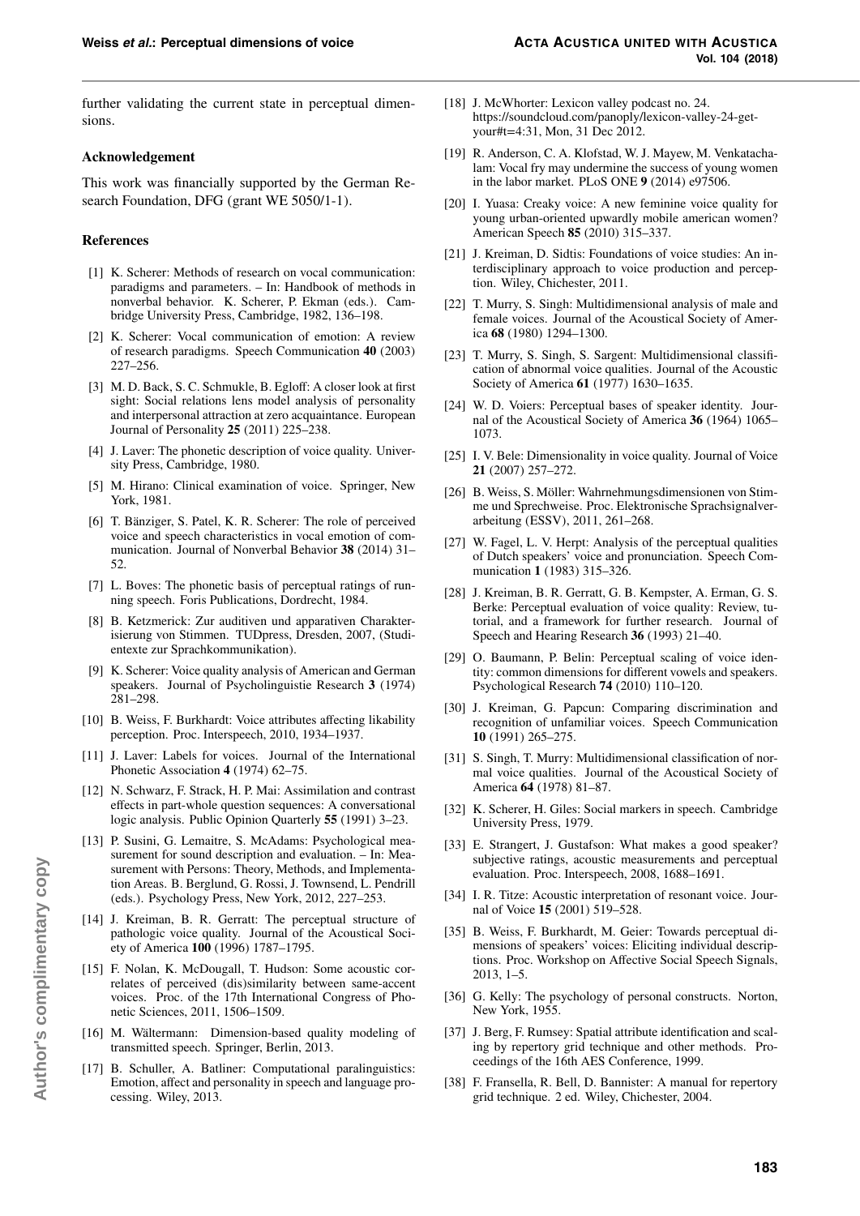further validating the current state in perceptual dimensions.

### Acknowledgement

This work was financially supported by the German Research Foundation, DFG (grant WE 5050/1-1).

### References

[1] K. Scherer: Methods of research on vocal communication: paradigms and parameters. – In: Handbook of methods in nonverbal behavior. K. Scherer, P. Ekman (eds.). Cambridge University Press, Cambridge, 1982, 136–198.

[2] K. Scherer: Vocal communication of emotion: A review of research paradigms. Speech Communication **40** (2003) 227–256.

[3] M. D. Back, S. C. Schmukle, B. Egloff: A closer look at first sight: Social relations lens model analysis of personality and interpersonal attraction at zero acquaintance. European Journal of Personality **25** (2011) 225–238.

[4] J. Laver: The phonetic description of voice quality. University Press, Cambridge, 1980.

[5] M. Hirano: Clinical examination of voice. Springer, New York, 1981.

[6] T. Bänziger, S. Patel, K. R. Scherer: The role of perceived voice and speech characteristics in vocal emotion of communication. Journal of Nonverbal Behavior **38** (2014) 31–52.

[7] L. Boves: The phonetic basis of perceptual ratings of running speech. Foris Publications, Dordrecht, 1984.

[8] B. Ketzmerick: Zur auditiven und apparativen Charakterisierung von Stimmen. TUDpress, Dresden, 2007, (Studientexte zur Sprachkommunikation).

[9] K. Scherer: Voice quality analysis of American and German speakers. Journal of Psycholinguistie Research **3** (1974) 281–298.

[10] B. Weiss, F. Burkhardt: Voice attributes affecting likability perception. Proc. Interspeech, 2010, 1934–1937.

[11] J. Laver: Labels for voices. Journal of the International Phonetic Association **4** (1974) 62–75.

[12] N. Schwarz, F. Strack, H. P. Mai: Assimilation and contrast effects in part-whole question sequences: A conversational logic analysis. Public Opinion Quarterly **55** (1991) 3–23.

[13] P. Susini, G. Lemaitre, S. McAdams: Psychological measurement for sound description and evaluation. – In: Measurement with Persons: Theory, Methods, and Implementation Areas. B. Berglund, G. Rossi, J. Townsend, L. Pendrill (eds.). Psychology Press, New York, 2012, 227–253.

[14] J. Kreiman, B. R. Gerratt: The perceptual structure of pathologic voice quality. Journal of the Acoustical Society of America **100** (1996) 1787–1795.

[15] F. Nolan, K. McDougall, T. Hudson: Some acoustic correlates of perceived (dis)similarity between same-accent voices. Proc. of the 17th International Congress of Phonetic Sciences, 2011, 1506–1509.

[16] M. Wältermann: Dimension-based quality modeling of transmitted speech. Springer, Berlin, 2013.

[17] B. Schuller, A. Batliner: Computational paralinguistics: Emotion, affect and personality in speech and language processing. Wiley, 2013.

[18] J. McWhorter: Lexicon valley podcast no. 24. https://soundcloud.com/panoply/lexicon-valley-24-get-your#t=4:31, Mon, 31 Dec 2012.

[19] R. Anderson, C. A. Klofstad, W. J. Mayew, M. Venkatachalam: Vocal fry may undermine the success of young women in the labor market. PLoS ONE **9** (2014) e97506.

[20] I. Yuasa: Creaky voice: A new feminine voice quality for young urban-oriented upwardly mobile american women? American Speech **85** (2010) 315–337.

[21] J. Kreiman, D. Sidtis: Foundations of voice studies: An interdisciplinary approach to voice production and perception. Wiley, Chichester, 2011.

[22] T. Murry, S. Singh: Multidimensional analysis of male and female voices. Journal of the Acoustical Society of America **68** (1980) 1294–1300.

[23] T. Murry, S. Singh, S. Sargent: Multidimensional classification of abnormal voice qualities. Journal of the Acoustic Society of America **61** (1977) 1630–1635.

[24] W. D. Voiers: Perceptual bases of speaker identity. Journal of the Acoustical Society of America **36** (1964) 1065–1073.

[25] I. V. Bele: Dimensionality in voice quality. Journal of Voice **21** (2007) 257–272.

[26] B. Weiss, S. Möller: Wahrnehmungsdimensionen von Stimme und Sprechweise. Proc. Elektronische Sprachsignalverarbeitung (ESSV), 2011, 261–268.

[27] W. Fagel, L. V. Herpt: Analysis of the perceptual qualities of Dutch speakers' voice and pronunciation. Speech Communication **1** (1983) 315–326.

[28] J. Kreiman, B. R. Gerratt, G. B. Kempster, A. Erman, G. S. Berke: Perceptual evaluation of voice quality: Review, tutorial, and a framework for further research. Journal of Speech and Hearing Research **36** (1993) 21–40.

[29] O. Baumann, P. Belin: Perceptual scaling of voice identity: common dimensions for different vowels and speakers. Psychological Research **74** (2010) 110–120.

[30] J. Kreiman, G. Papcun: Comparing discrimination and recognition of unfamiliar voices. Speech Communication **10** (1991) 265–275.

[31] S. Singh, T. Murry: Multidimensional classification of normal voice qualities. Journal of the Acoustical Society of America **64** (1978) 81–87.

[32] K. Scherer, H. Giles: Social markers in speech. Cambridge University Press, 1979.

[33] E. Strangert, J. Gustafson: What makes a good speaker? subjective ratings, acoustic measurements and perceptual evaluation. Proc. Interspeech, 2008, 1688–1691.

[34] I. R. Titze: Acoustic interpretation of resonant voice. Journal of Voice **15** (2001) 519–528.

[35] B. Weiss, F. Burkhardt, M. Geier: Towards perceptual dimensions of speakers' voices: Eliciting individual descriptions. Proc. Workshop on Affective Social Speech Signals, 2013, 1–5.

[36] G. Kelly: The psychology of personal constructs. Norton, New York, 1955.

[37] J. Berg, F. Rumsey: Spatial attribute identification and scaling by repertory grid technique and other methods. Proceedings of the 16th AES Conference, 1999.

[38] F. Fransella, R. Bell, D. Bannister: A manual for repertory grid technique. 2 ed. Wiley, Chichester, 2004.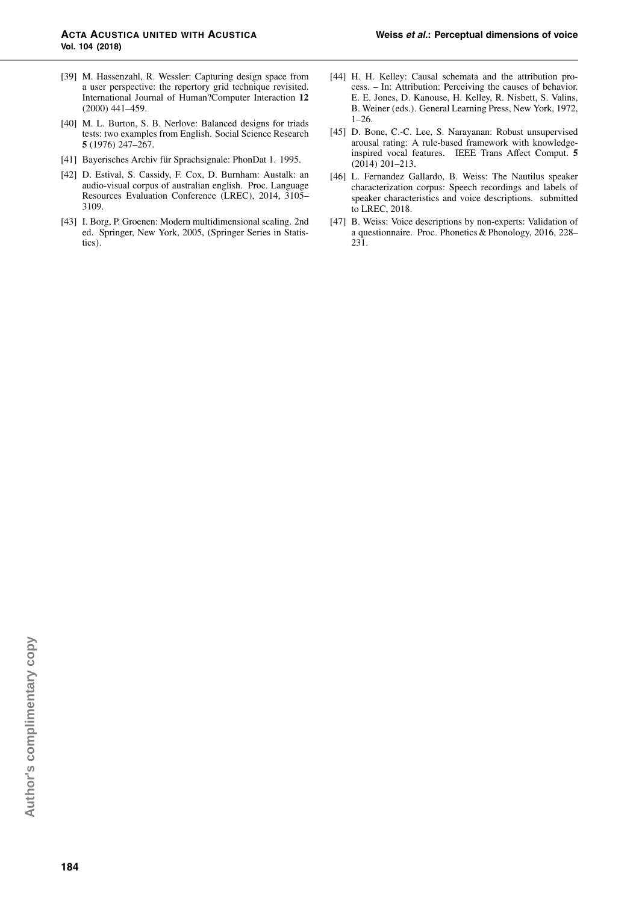[39] M. Hassenzahl, R. Wessler: Capturing design space from a user perspective: the repertory grid technique revisited. International Journal of Human?Computer Interaction **12** (2000) 441–459.

[40] M. L. Burton, S. B. Nerlove: Balanced designs for triads tests: two examples from English. Social Science Research **5** (1976) 247–267.

[41] Bayerisches Archiv für Sprachsignale: PhonDat 1. 1995.

[42] D. Estival, S. Cassidy, F. Cox, D. Burnham: Austalk: an audio-visual corpus of australian english. Proc. Language Resources Evaluation Conference (LREC), 2014, 3105–3109.

[43] I. Borg, P. Groenen: Modern multidimensional scaling. 2nd ed. Springer, New York, 2005, (Springer Series in Statistics).

[44] H. H. Kelley: Causal schemata and the attribution process. – In: Attribution: Perceiving the causes of behavior. E. E. Jones, D. Kanouse, H. Kelley, R. Nisbett, S. Valins, B. Weiner (eds.). General Learning Press, New York, 1972, 1–26.

[45] D. Bone, C.-C. Lee, S. Narayanan: Robust unsupervised arousal rating: A rule-based framework with knowledge-inspired vocal features. IEEE Trans Affect Comput. **5** (2014) 201–213.

[46] L. Fernandez Gallardo, B. Weiss: The Nautilus speaker characterization corpus: Speech recordings and labels of speaker characteristics and voice descriptions. submitted to LREC, 2018.

[47] B. Weiss: Voice descriptions by non-experts: Validation of a questionnaire. Proc. Phonetics & Phonology, 2016, 228–231.